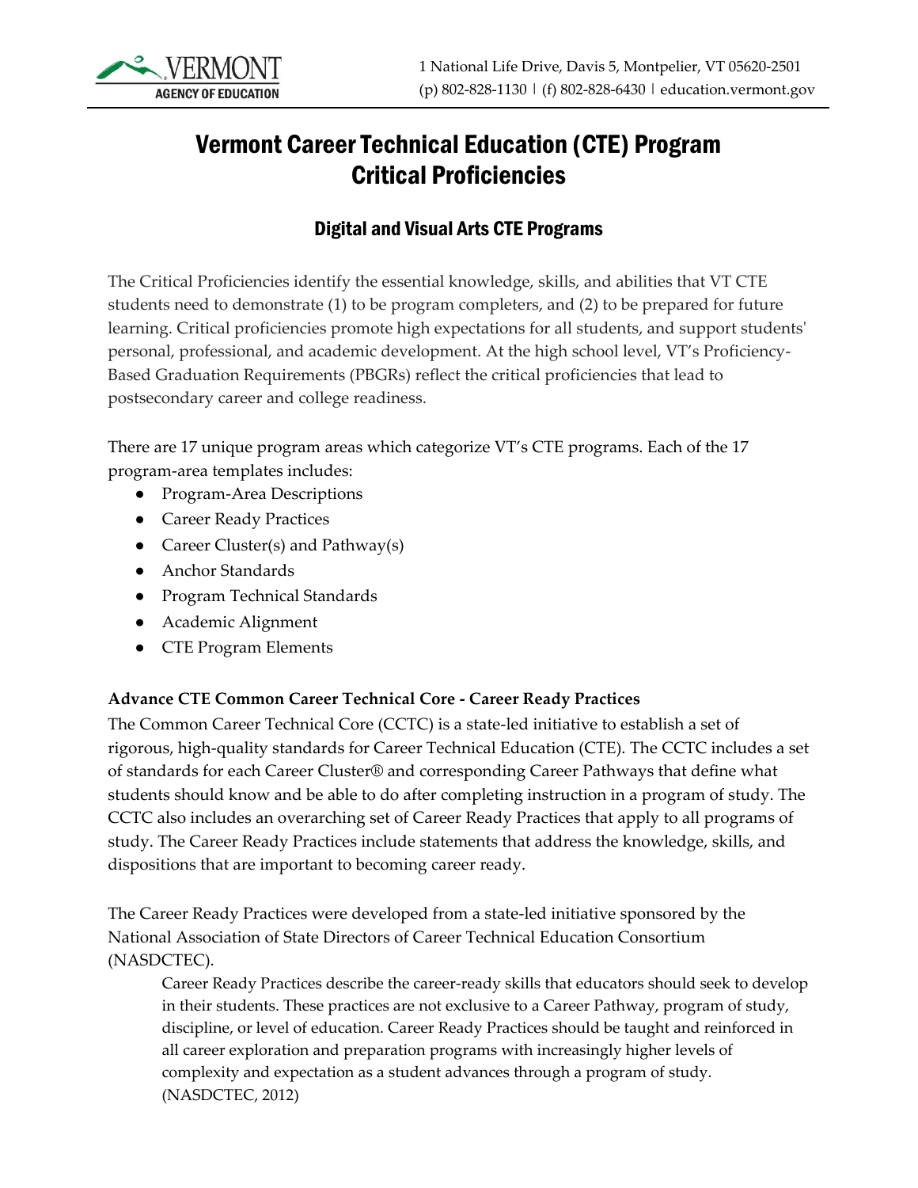# Vermont Career Technical Education (CTE) Program Critical Proficiencies

## Digital and Visual Arts CTE Programs

The Critical Proficiencies identify the essential knowledge, skills, and abilities that VT CTE students need to demonstrate (1) to be program completers, and (2) to be prepared for future learning. Critical proficiencies promote high expectations for all students, and support students' personal, professional, and academic development. At the high school level, VT's Proficiency-Based Graduation Requirements (PBGRs) reflect the critical proficiencies that lead to postsecondary career and college readiness.

There are 17 unique program areas which categorize VT's CTE programs. Each of the 17 program-area templates includes:

- Program-Area Descriptions
- Career Ready Practices
- Career Cluster(s) and Pathway(s)
- Anchor Standards
- Program Technical Standards
- Academic Alignment
- CTE Program Elements

**Advance CTE Common Career Technical Core - Career Ready Practices**

The Common Career Technical Core (CCTC) is a state-led initiative to establish a set of rigorous, high-quality standards for Career Technical Education (CTE). The CCTC includes a set of standards for each Career Cluster® and corresponding Career Pathways that define what students should know and be able to do after completing instruction in a program of study. The CCTC also includes an overarching set of Career Ready Practices that apply to all programs of study. The Career Ready Practices include statements that address the knowledge, skills, and dispositions that are important to becoming career ready.

The Career Ready Practices were developed from a state-led initiative sponsored by the National Association of State Directors of Career Technical Education Consortium (NASDCTEC).

> Career Ready Practices describe the career-ready skills that educators should seek to develop in their students. These practices are not exclusive to a Career Pathway, program of study, discipline, or level of education. Career Ready Practices should be taught and reinforced in all career exploration and preparation programs with increasingly higher levels of complexity and expectation as a student advances through a program of study. (NASDCTEC, 2012)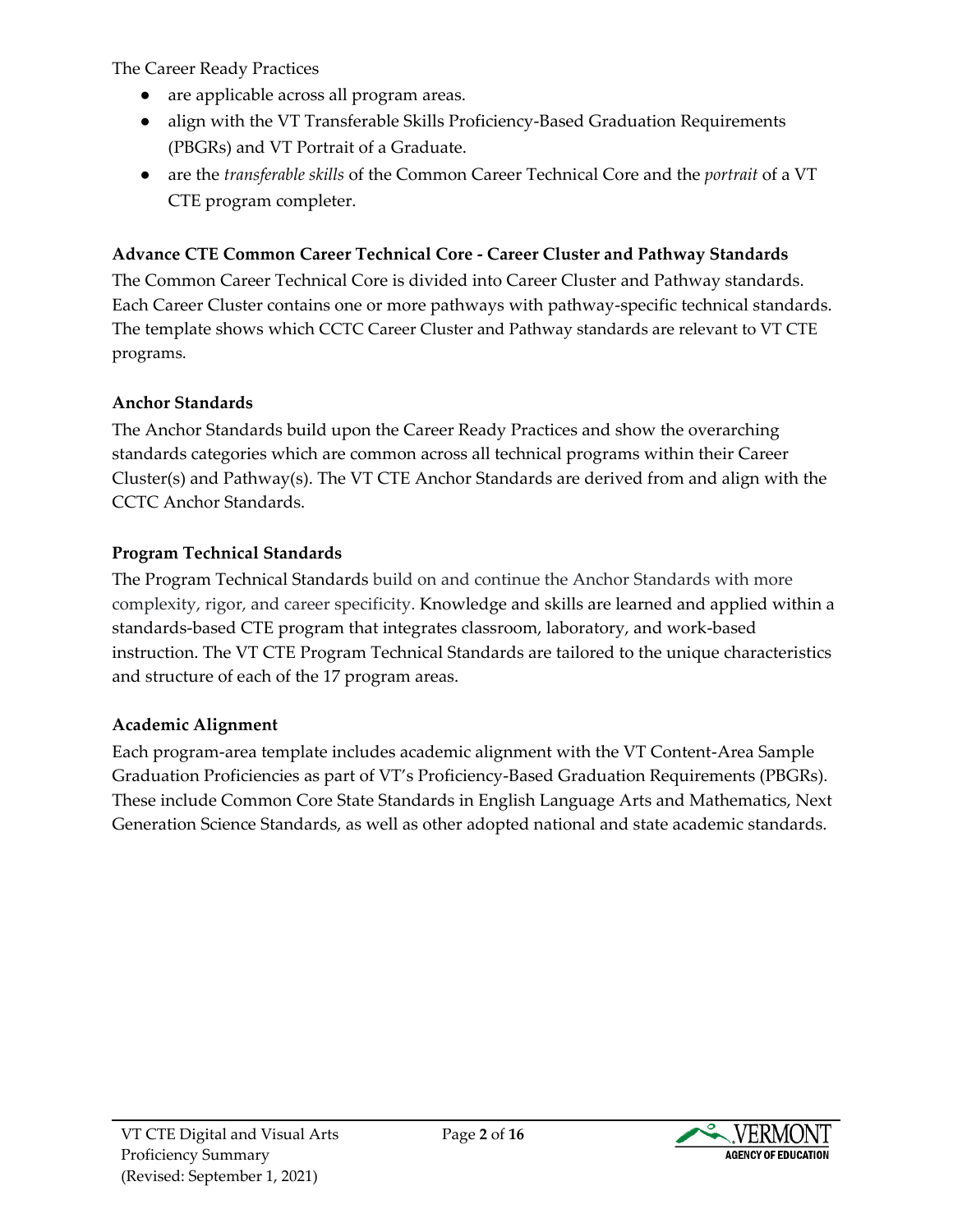The Career Ready Practices

- are applicable across all program areas.
- align with the VT Transferable Skills Proficiency-Based Graduation Requirements (PBGRs) and VT Portrait of a Graduate.
- are the *transferable skills* of the Common Career Technical Core and the *portrait* of a VT CTE program completer.

**Advance CTE Common Career Technical Core - Career Cluster and Pathway Standards**

The Common Career Technical Core is divided into Career Cluster and Pathway standards. Each Career Cluster contains one or more pathways with pathway-specific technical standards. The template shows which CCTC Career Cluster and Pathway standards are relevant to VT CTE programs.

**Anchor Standards**

The Anchor Standards build upon the Career Ready Practices and show the overarching standards categories which are common across all technical programs within their Career Cluster(s) and Pathway(s). The VT CTE Anchor Standards are derived from and align with the CCTC Anchor Standards.

**Program Technical Standards**

The Program Technical Standards build on and continue the Anchor Standards with more complexity, rigor, and career specificity. Knowledge and skills are learned and applied within a standards-based CTE program that integrates classroom, laboratory, and work-based instruction. The VT CTE Program Technical Standards are tailored to the unique characteristics and structure of each of the 17 program areas.

**Academic Alignment**

Each program-area template includes academic alignment with the VT Content-Area Sample Graduation Proficiencies as part of VT's Proficiency-Based Graduation Requirements (PBGRs). These include Common Core State Standards in English Language Arts and Mathematics, Next Generation Science Standards, as well as other adopted national and state academic standards.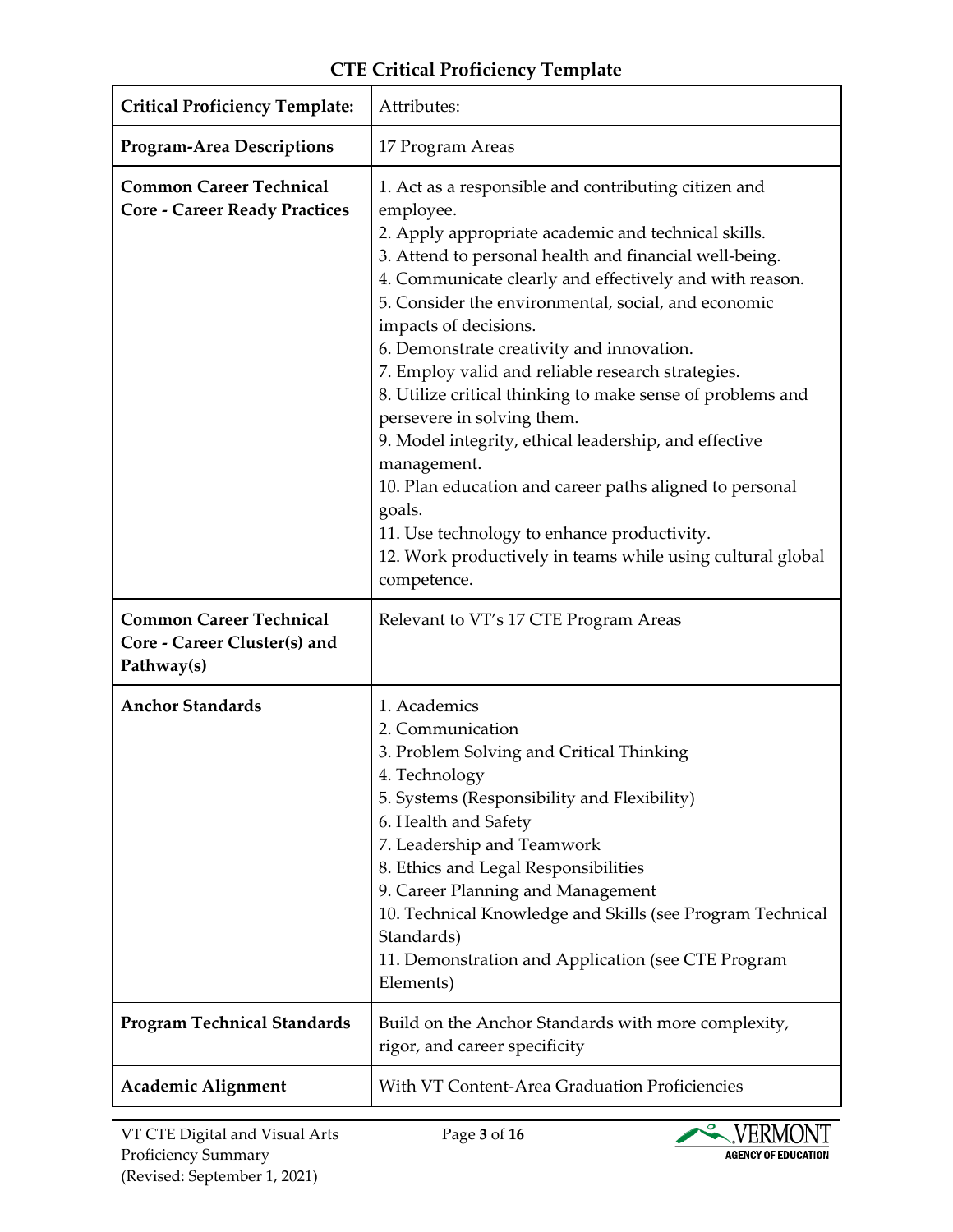# CTE Critical Proficiency Template

| Critical Proficiency Template: | Attributes: |
|---|---|
| **Program-Area Descriptions** | 17 Program Areas |
| **Common Career Technical Core - Career Ready Practices** | 1. Act as a responsible and contributing citizen and employee.<br>2. Apply appropriate academic and technical skills.<br>3. Attend to personal health and financial well-being.<br>4. Communicate clearly and effectively and with reason.<br>5. Consider the environmental, social, and economic impacts of decisions.<br>6. Demonstrate creativity and innovation.<br>7. Employ valid and reliable research strategies.<br>8. Utilize critical thinking to make sense of problems and persevere in solving them.<br>9. Model integrity, ethical leadership, and effective management.<br>10. Plan education and career paths aligned to personal goals.<br>11. Use technology to enhance productivity.<br>12. Work productively in teams while using cultural global competence. |
| **Common Career Technical Core - Career Cluster(s) and Pathway(s)** | Relevant to VT's 17 CTE Program Areas |
| **Anchor Standards** | 1. Academics<br>2. Communication<br>3. Problem Solving and Critical Thinking<br>4. Technology<br>5. Systems (Responsibility and Flexibility)<br>6. Health and Safety<br>7. Leadership and Teamwork<br>8. Ethics and Legal Responsibilities<br>9. Career Planning and Management<br>10. Technical Knowledge and Skills (see Program Technical Standards)<br>11. Demonstration and Application (see CTE Program Elements) |
| **Program Technical Standards** | Build on the Anchor Standards with more complexity, rigor, and career specificity |
| **Academic Alignment** | With VT Content-Area Graduation Proficiencies |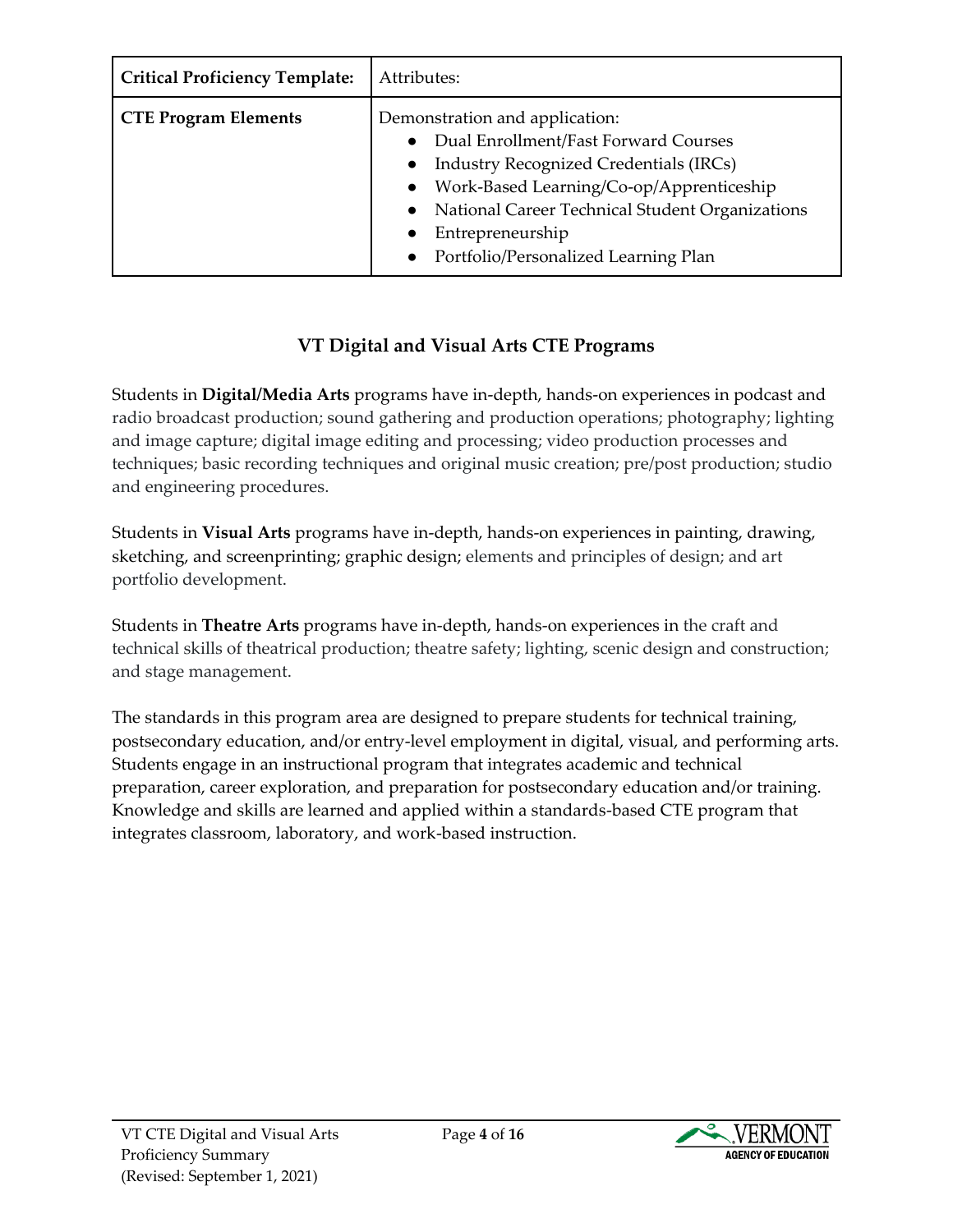| **Critical Proficiency Template:** | Attributes: |
| --- | --- |
| **CTE Program Elements** | Demonstration and application:<br>• Dual Enrollment/Fast Forward Courses<br>• Industry Recognized Credentials (IRCs)<br>• Work-Based Learning/Co-op/Apprenticeship<br>• National Career Technical Student Organizations<br>• Entrepreneurship<br>• Portfolio/Personalized Learning Plan |

## VT Digital and Visual Arts CTE Programs

Students in **Digital/Media Arts** programs have in-depth, hands-on experiences in podcast and radio broadcast production; sound gathering and production operations; photography; lighting and image capture; digital image editing and processing; video production processes and techniques; basic recording techniques and original music creation; pre/post production; studio and engineering procedures.

Students in **Visual Arts** programs have in-depth, hands-on experiences in painting, drawing, sketching, and screenprinting; graphic design; elements and principles of design; and art portfolio development.

Students in **Theatre Arts** programs have in-depth, hands-on experiences in the craft and technical skills of theatrical production; theatre safety; lighting, scenic design and construction; and stage management.

The standards in this program area are designed to prepare students for technical training, postsecondary education, and/or entry-level employment in digital, visual, and performing arts. Students engage in an instructional program that integrates academic and technical preparation, career exploration, and preparation for postsecondary education and/or training. Knowledge and skills are learned and applied within a standards-based CTE program that integrates classroom, laboratory, and work-based instruction.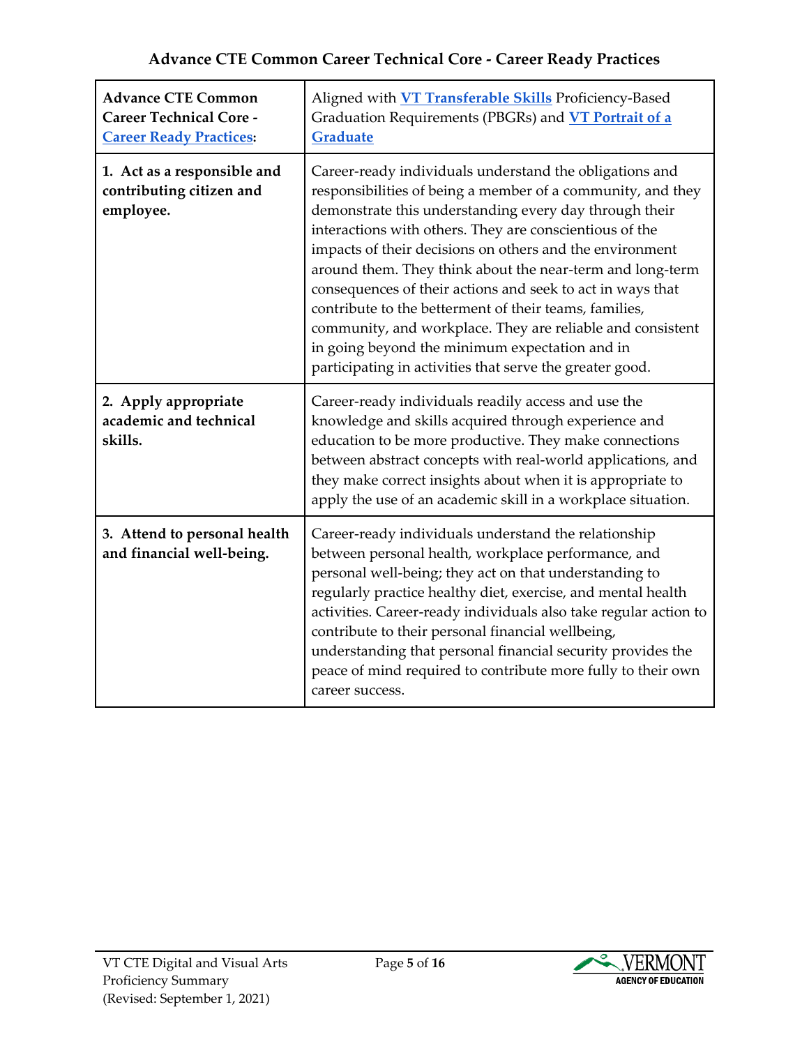## Advance CTE Common Career Technical Core - Career Ready Practices

| **Advance CTE Common Career Technical Core - Career Ready Practices:** | Aligned with **VT Transferable Skills** Proficiency-Based Graduation Requirements (PBGRs) and **VT Portrait of a Graduate** |
|---|---|
| **1. Act as a responsible and contributing citizen and employee.** | Career-ready individuals understand the obligations and responsibilities of being a member of a community, and they demonstrate this understanding every day through their interactions with others. They are conscientious of the impacts of their decisions on others and the environment around them. They think about the near-term and long-term consequences of their actions and seek to act in ways that contribute to the betterment of their teams, families, community, and workplace. They are reliable and consistent in going beyond the minimum expectation and in participating in activities that serve the greater good. |
| **2. Apply appropriate academic and technical skills.** | Career-ready individuals readily access and use the knowledge and skills acquired through experience and education to be more productive. They make connections between abstract concepts with real-world applications, and they make correct insights about when it is appropriate to apply the use of an academic skill in a workplace situation. |
| **3. Attend to personal health and financial well-being.** | Career-ready individuals understand the relationship between personal health, workplace performance, and personal well-being; they act on that understanding to regularly practice healthy diet, exercise, and mental health activities. Career-ready individuals also take regular action to contribute to their personal financial wellbeing, understanding that personal financial security provides the peace of mind required to contribute more fully to their own career success. |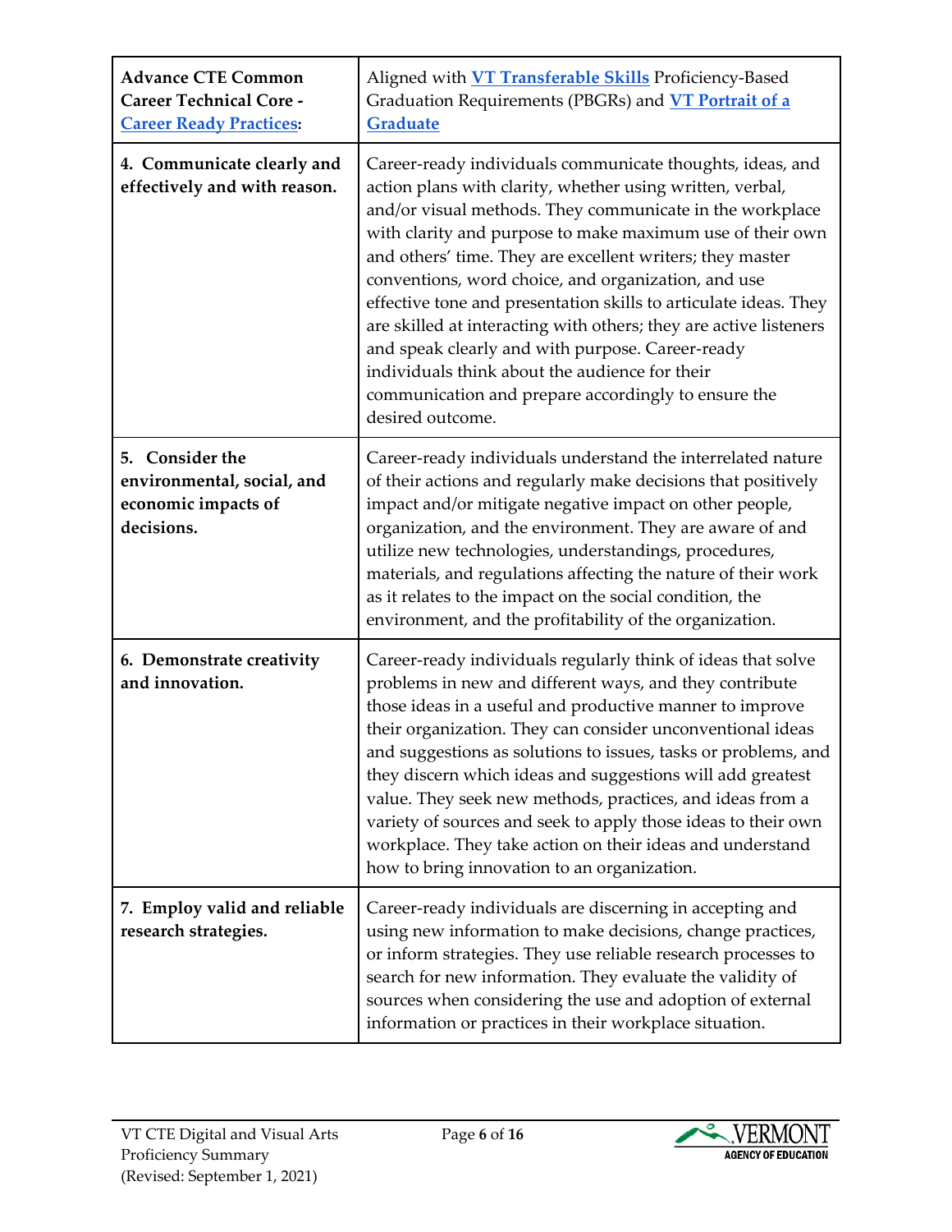| **Advance CTE Common Career Technical Core - Career Ready Practices:** | Aligned with **VT Transferable Skills** Proficiency-Based Graduation Requirements (PBGRs) and **VT Portrait of a Graduate** |
|---|---|
| **4. Communicate clearly and effectively and with reason.** | Career-ready individuals communicate thoughts, ideas, and action plans with clarity, whether using written, verbal, and/or visual methods. They communicate in the workplace with clarity and purpose to make maximum use of their own and others' time. They are excellent writers; they master conventions, word choice, and organization, and use effective tone and presentation skills to articulate ideas. They are skilled at interacting with others; they are active listeners and speak clearly and with purpose. Career-ready individuals think about the audience for their communication and prepare accordingly to ensure the desired outcome. |
| **5. Consider the environmental, social, and economic impacts of decisions.** | Career-ready individuals understand the interrelated nature of their actions and regularly make decisions that positively impact and/or mitigate negative impact on other people, organization, and the environment. They are aware of and utilize new technologies, understandings, procedures, materials, and regulations affecting the nature of their work as it relates to the impact on the social condition, the environment, and the profitability of the organization. |
| **6. Demonstrate creativity and innovation.** | Career-ready individuals regularly think of ideas that solve problems in new and different ways, and they contribute those ideas in a useful and productive manner to improve their organization. They can consider unconventional ideas and suggestions as solutions to issues, tasks or problems, and they discern which ideas and suggestions will add greatest value. They seek new methods, practices, and ideas from a variety of sources and seek to apply those ideas to their own workplace. They take action on their ideas and understand how to bring innovation to an organization. |
| **7. Employ valid and reliable research strategies.** | Career-ready individuals are discerning in accepting and using new information to make decisions, change practices, or inform strategies. They use reliable research processes to search for new information. They evaluate the validity of sources when considering the use and adoption of external information or practices in their workplace situation. |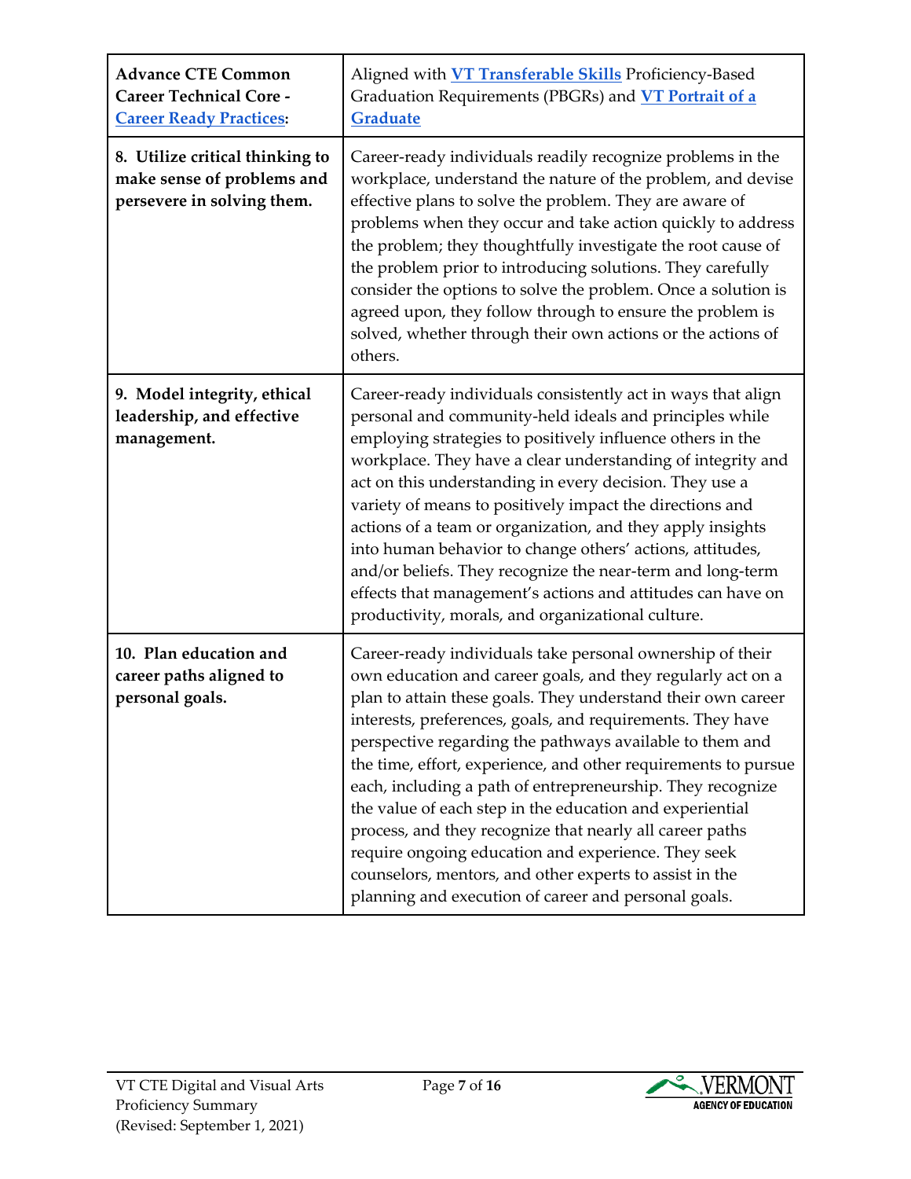| **Advance CTE Common Career Technical Core - Career Ready Practices:** | Aligned with **VT Transferable Skills** Proficiency-Based Graduation Requirements (PBGRs) and **VT Portrait of a Graduate** |
|---|---|
| **8. Utilize critical thinking to make sense of problems and persevere in solving them.** | Career-ready individuals readily recognize problems in the workplace, understand the nature of the problem, and devise effective plans to solve the problem. They are aware of problems when they occur and take action quickly to address the problem; they thoughtfully investigate the root cause of the problem prior to introducing solutions. They carefully consider the options to solve the problem. Once a solution is agreed upon, they follow through to ensure the problem is solved, whether through their own actions or the actions of others. |
| **9. Model integrity, ethical leadership, and effective management.** | Career-ready individuals consistently act in ways that align personal and community-held ideals and principles while employing strategies to positively influence others in the workplace. They have a clear understanding of integrity and act on this understanding in every decision. They use a variety of means to positively impact the directions and actions of a team or organization, and they apply insights into human behavior to change others' actions, attitudes, and/or beliefs. They recognize the near-term and long-term effects that management's actions and attitudes can have on productivity, morals, and organizational culture. |
| **10. Plan education and career paths aligned to personal goals.** | Career-ready individuals take personal ownership of their own education and career goals, and they regularly act on a plan to attain these goals. They understand their own career interests, preferences, goals, and requirements. They have perspective regarding the pathways available to them and the time, effort, experience, and other requirements to pursue each, including a path of entrepreneurship. They recognize the value of each step in the education and experiential process, and they recognize that nearly all career paths require ongoing education and experience. They seek counselors, mentors, and other experts to assist in the planning and execution of career and personal goals. |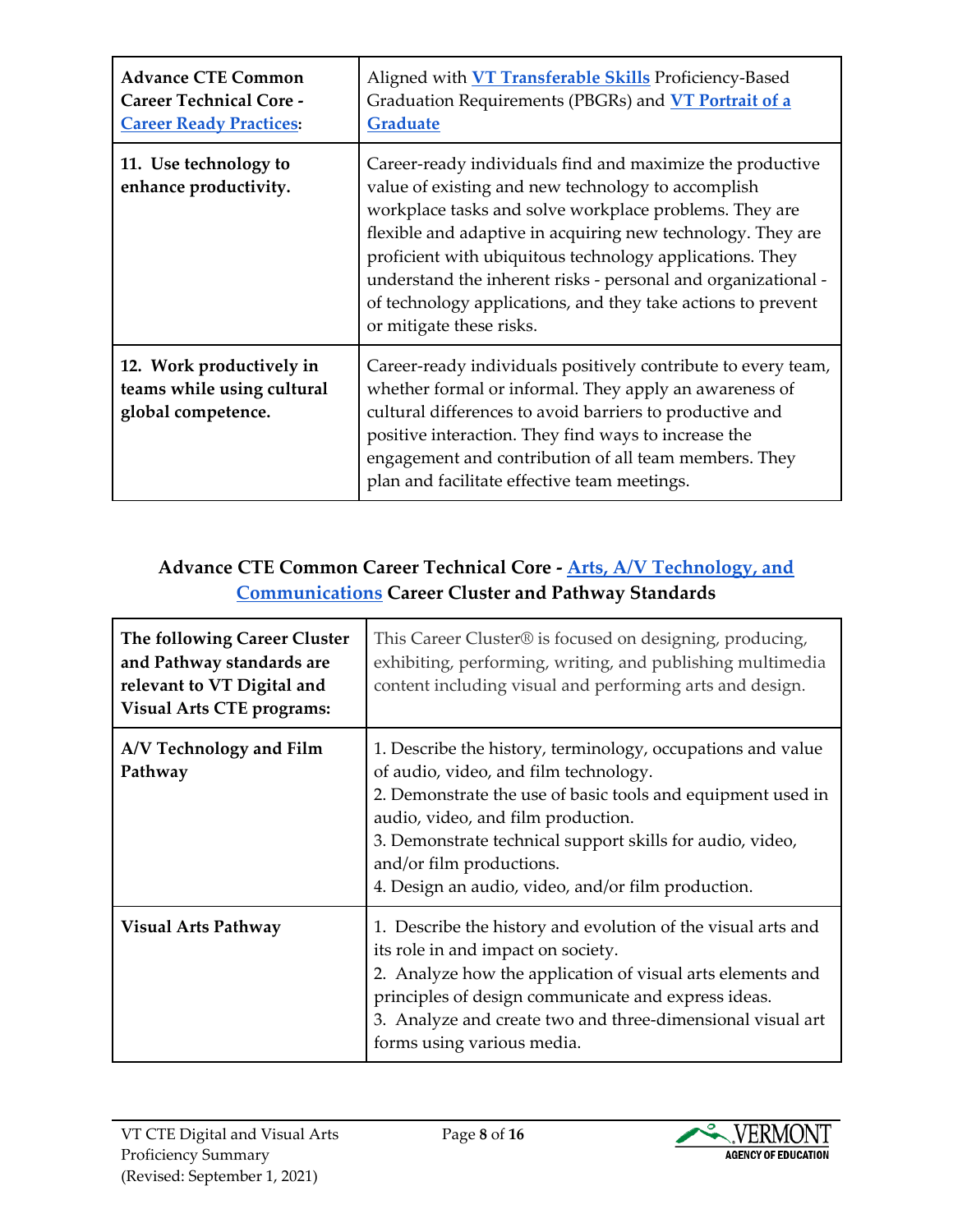| **Advance CTE Common Career Technical Core - Career Ready Practices:** | Aligned with **VT Transferable Skills** Proficiency-Based Graduation Requirements (PBGRs) and **VT Portrait of a Graduate** |
|---|---|
| **11. Use technology to enhance productivity.** | Career-ready individuals find and maximize the productive value of existing and new technology to accomplish workplace tasks and solve workplace problems. They are flexible and adaptive in acquiring new technology. They are proficient with ubiquitous technology applications. They understand the inherent risks - personal and organizational - of technology applications, and they take actions to prevent or mitigate these risks. |
| **12. Work productively in teams while using cultural global competence.** | Career-ready individuals positively contribute to every team, whether formal or informal. They apply an awareness of cultural differences to avoid barriers to productive and positive interaction. They find ways to increase the engagement and contribution of all team members. They plan and facilitate effective team meetings. |

## Advance CTE Common Career Technical Core - Arts, A/V Technology, and Communications Career Cluster and Pathway Standards

| **The following Career Cluster and Pathway standards are relevant to VT Digital and Visual Arts CTE programs:** | This Career Cluster® is focused on designing, producing, exhibiting, performing, writing, and publishing multimedia content including visual and performing arts and design. |
|---|---|
| **A/V Technology and Film Pathway** | 1. Describe the history, terminology, occupations and value of audio, video, and film technology.<br>2. Demonstrate the use of basic tools and equipment used in audio, video, and film production.<br>3. Demonstrate technical support skills for audio, video, and/or film productions.<br>4. Design an audio, video, and/or film production. |
| **Visual Arts Pathway** | 1. Describe the history and evolution of the visual arts and its role in and impact on society.<br>2. Analyze how the application of visual arts elements and principles of design communicate and express ideas.<br>3. Analyze and create two and three-dimensional visual art forms using various media. |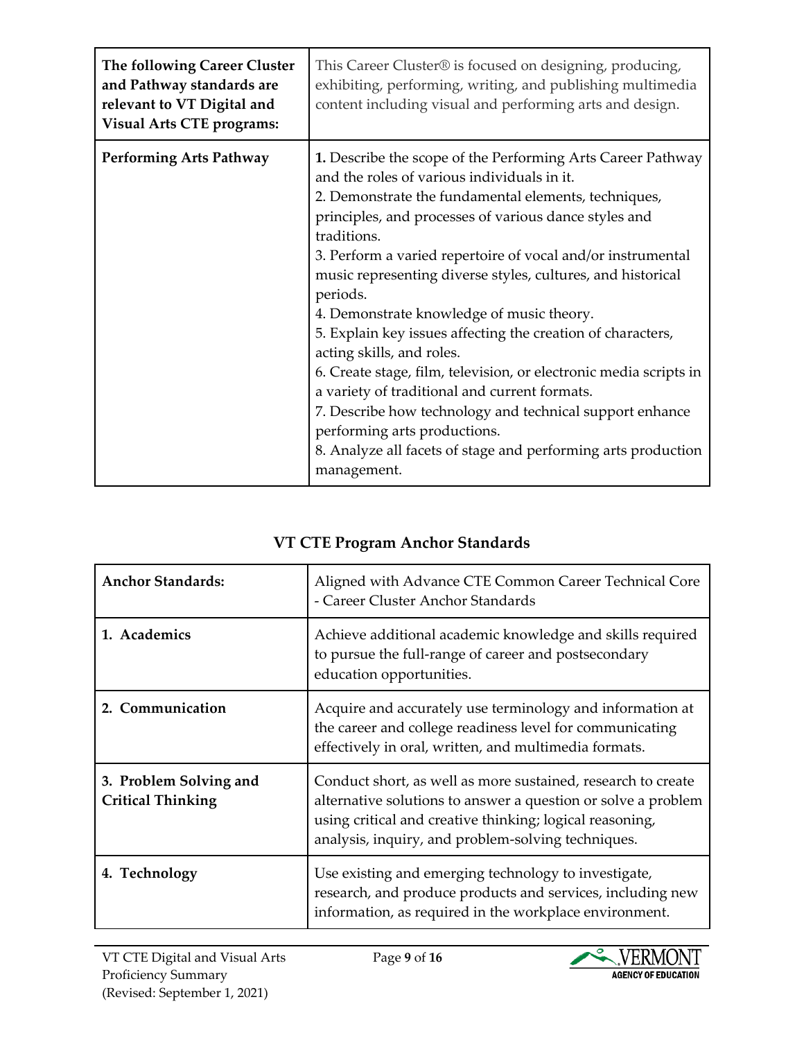| The following Career Cluster and Pathway standards are relevant to VT Digital and Visual Arts CTE programs: | This Career Cluster® is focused on designing, producing, exhibiting, performing, writing, and publishing multimedia content including visual and performing arts and design. |
|---|---|
| **Performing Arts Pathway** | **1.** Describe the scope of the Performing Arts Career Pathway and the roles of various individuals in it.<br>2. Demonstrate the fundamental elements, techniques, principles, and processes of various dance styles and traditions.<br>3. Perform a varied repertoire of vocal and/or instrumental music representing diverse styles, cultures, and historical periods.<br>4. Demonstrate knowledge of music theory.<br>5. Explain key issues affecting the creation of characters, acting skills, and roles.<br>6. Create stage, film, television, or electronic media scripts in a variety of traditional and current formats.<br>7. Describe how technology and technical support enhance performing arts productions.<br>8. Analyze all facets of stage and performing arts production management. |

## VT CTE Program Anchor Standards

| Anchor Standards: | Aligned with Advance CTE Common Career Technical Core - Career Cluster Anchor Standards |
|---|---|
| **1. Academics** | Achieve additional academic knowledge and skills required to pursue the full-range of career and postsecondary education opportunities. |
| **2. Communication** | Acquire and accurately use terminology and information at the career and college readiness level for communicating effectively in oral, written, and multimedia formats. |
| **3. Problem Solving and Critical Thinking** | Conduct short, as well as more sustained, research to create alternative solutions to answer a question or solve a problem using critical and creative thinking; logical reasoning, analysis, inquiry, and problem-solving techniques. |
| **4. Technology** | Use existing and emerging technology to investigate, research, and produce products and services, including new information, as required in the workplace environment. |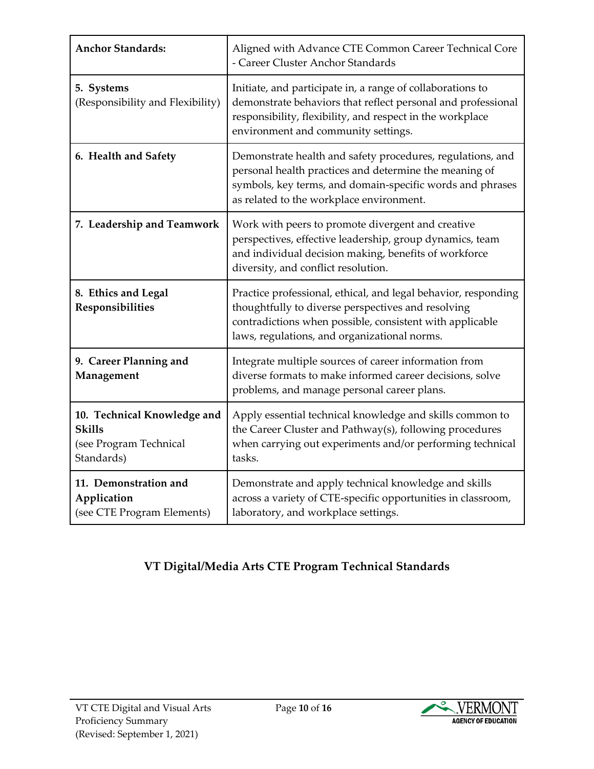| **Anchor Standards:** | Aligned with Advance CTE Common Career Technical Core - Career Cluster Anchor Standards |
|---|---|
| **5. Systems** (Responsibility and Flexibility) | Initiate, and participate in, a range of collaborations to demonstrate behaviors that reflect personal and professional responsibility, flexibility, and respect in the workplace environment and community settings. |
| **6. Health and Safety** | Demonstrate health and safety procedures, regulations, and personal health practices and determine the meaning of symbols, key terms, and domain-specific words and phrases as related to the workplace environment. |
| **7. Leadership and Teamwork** | Work with peers to promote divergent and creative perspectives, effective leadership, group dynamics, team and individual decision making, benefits of workforce diversity, and conflict resolution. |
| **8. Ethics and Legal Responsibilities** | Practice professional, ethical, and legal behavior, responding thoughtfully to diverse perspectives and resolving contradictions when possible, consistent with applicable laws, regulations, and organizational norms. |
| **9. Career Planning and Management** | Integrate multiple sources of career information from diverse formats to make informed career decisions, solve problems, and manage personal career plans. |
| **10. Technical Knowledge and Skills** (see Program Technical Standards) | Apply essential technical knowledge and skills common to the Career Cluster and Pathway(s), following procedures when carrying out experiments and/or performing technical tasks. |
| **11. Demonstration and Application** (see CTE Program Elements) | Demonstrate and apply technical knowledge and skills across a variety of CTE-specific opportunities in classroom, laboratory, and workplace settings. |

## VT Digital/Media Arts CTE Program Technical Standards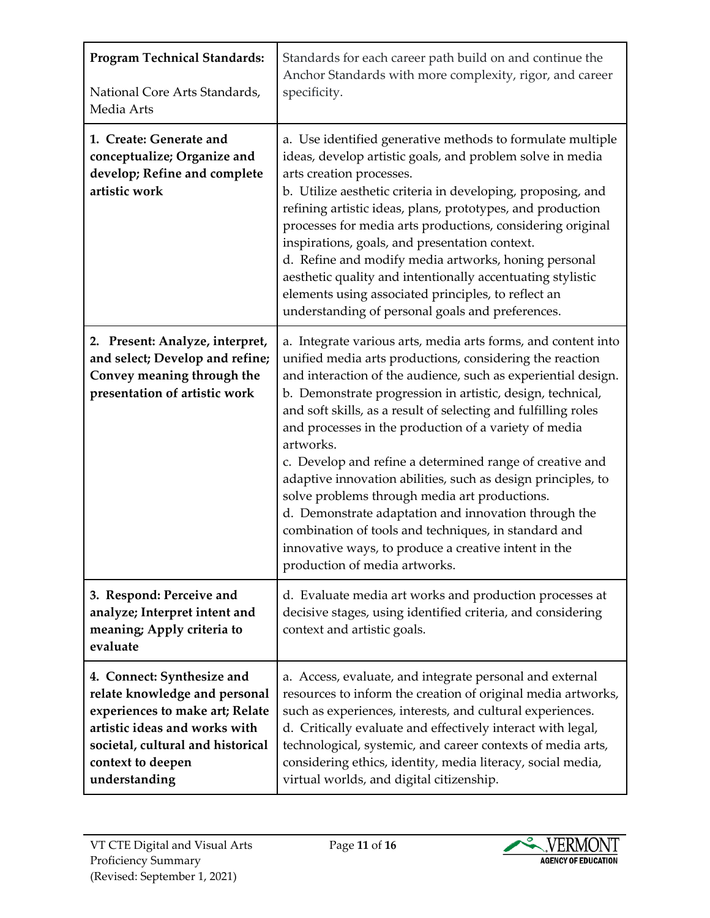| **Program Technical Standards:**<br><br>National Core Arts Standards, Media Arts | Standards for each career path build on and continue the Anchor Standards with more complexity, rigor, and career specificity. |
|---|---|
| **1. Create: Generate and conceptualize; Organize and develop; Refine and complete artistic work** | a. Use identified generative methods to formulate multiple ideas, develop artistic goals, and problem solve in media arts creation processes.<br>b. Utilize aesthetic criteria in developing, proposing, and refining artistic ideas, plans, prototypes, and production processes for media arts productions, considering original inspirations, goals, and presentation context.<br>d. Refine and modify media artworks, honing personal aesthetic quality and intentionally accentuating stylistic elements using associated principles, to reflect an understanding of personal goals and preferences. |
| **2. Present: Analyze, interpret, and select; Develop and refine; Convey meaning through the presentation of artistic work** | a. Integrate various arts, media arts forms, and content into unified media arts productions, considering the reaction and interaction of the audience, such as experiential design.<br>b. Demonstrate progression in artistic, design, technical, and soft skills, as a result of selecting and fulfilling roles and processes in the production of a variety of media artworks.<br>c. Develop and refine a determined range of creative and adaptive innovation abilities, such as design principles, to solve problems through media art productions.<br>d. Demonstrate adaptation and innovation through the combination of tools and techniques, in standard and innovative ways, to produce a creative intent in the production of media artworks. |
| **3. Respond: Perceive and analyze; Interpret intent and meaning; Apply criteria to evaluate** | d. Evaluate media art works and production processes at decisive stages, using identified criteria, and considering context and artistic goals. |
| **4. Connect: Synthesize and relate knowledge and personal experiences to make art; Relate artistic ideas and works with societal, cultural and historical context to deepen understanding** | a. Access, evaluate, and integrate personal and external resources to inform the creation of original media artworks, such as experiences, interests, and cultural experiences.<br>d. Critically evaluate and effectively interact with legal, technological, systemic, and career contexts of media arts, considering ethics, identity, media literacy, social media, virtual worlds, and digital citizenship. |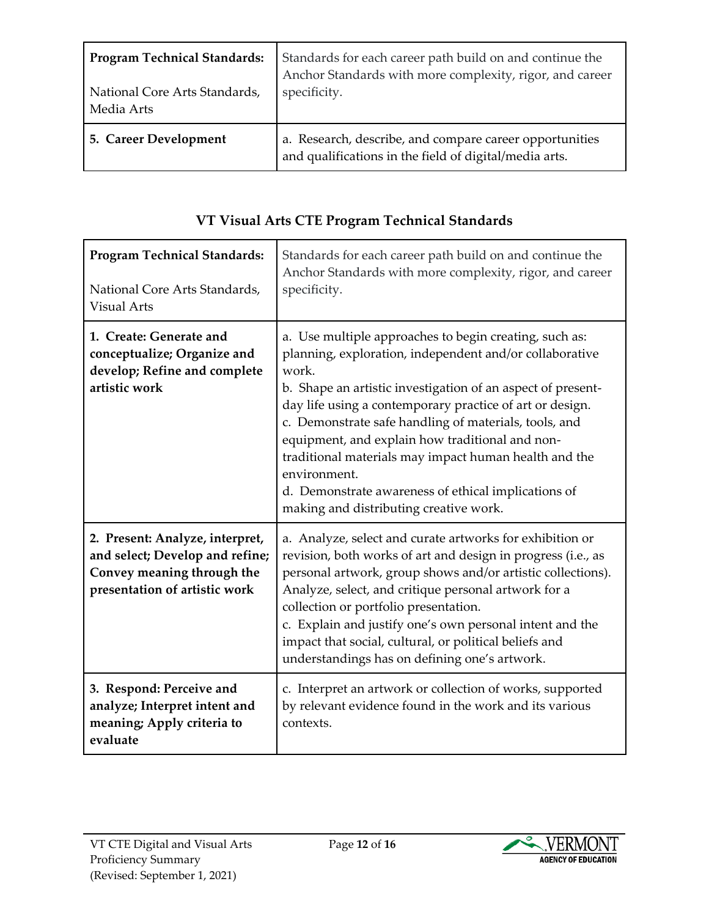| **Program Technical Standards:**<br><br>National Core Arts Standards, Media Arts | Standards for each career path build on and continue the Anchor Standards with more complexity, rigor, and career specificity. |
| --- | --- |
| **5. Career Development** | a. Research, describe, and compare career opportunities and qualifications in the field of digital/media arts. |

## VT Visual Arts CTE Program Technical Standards

| **Program Technical Standards:**<br><br>National Core Arts Standards, Visual Arts | Standards for each career path build on and continue the Anchor Standards with more complexity, rigor, and career specificity. |
| --- | --- |
| **1. Create: Generate and conceptualize; Organize and develop; Refine and complete artistic work** | a. Use multiple approaches to begin creating, such as: planning, exploration, independent and/or collaborative work.<br>b. Shape an artistic investigation of an aspect of present-day life using a contemporary practice of art or design.<br>c. Demonstrate safe handling of materials, tools, and equipment, and explain how traditional and non-traditional materials may impact human health and the environment.<br>d. Demonstrate awareness of ethical implications of making and distributing creative work. |
| **2. Present: Analyze, interpret, and select; Develop and refine; Convey meaning through the presentation of artistic work** | a. Analyze, select and curate artworks for exhibition or revision, both works of art and design in progress (i.e., as personal artwork, group shows and/or artistic collections). Analyze, select, and critique personal artwork for a collection or portfolio presentation.<br>c. Explain and justify one's own personal intent and the impact that social, cultural, or political beliefs and understandings has on defining one's artwork. |
| **3. Respond: Perceive and analyze; Interpret intent and meaning; Apply criteria to evaluate** | c. Interpret an artwork or collection of works, supported by relevant evidence found in the work and its various contexts. |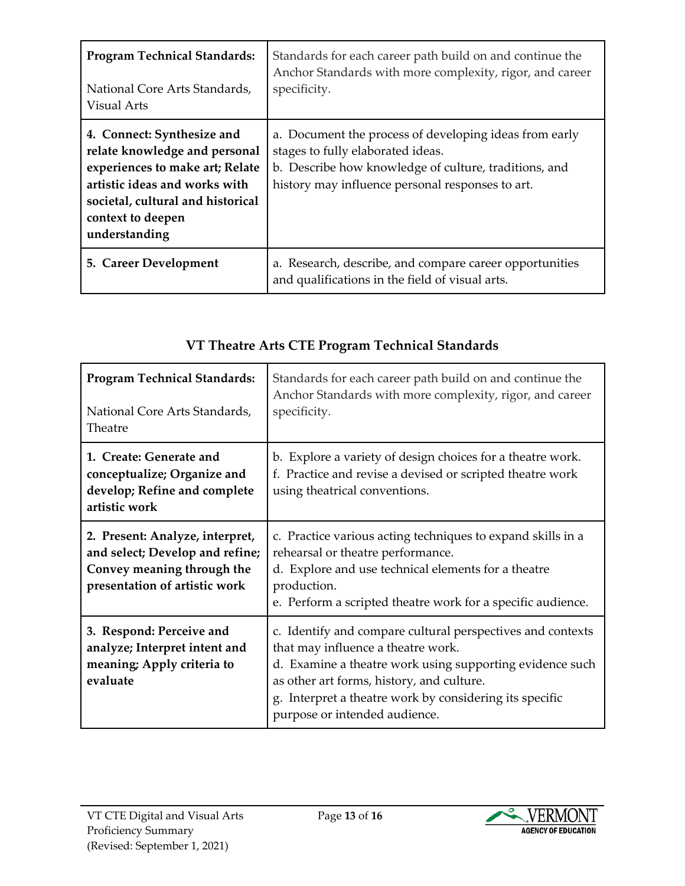| Program Technical Standards:<br><br>National Core Arts Standards, Visual Arts | Standards for each career path build on and continue the Anchor Standards with more complexity, rigor, and career specificity. |
|---|---|
| **4. Connect: Synthesize and relate knowledge and personal experiences to make art; Relate artistic ideas and works with societal, cultural and historical context to deepen understanding** | a. Document the process of developing ideas from early stages to fully elaborated ideas.<br>b. Describe how knowledge of culture, traditions, and history may influence personal responses to art. |
| **5. Career Development** | a. Research, describe, and compare career opportunities and qualifications in the field of visual arts. |

## VT Theatre Arts CTE Program Technical Standards

| Program Technical Standards:<br><br>National Core Arts Standards, Theatre | Standards for each career path build on and continue the Anchor Standards with more complexity, rigor, and career specificity. |
|---|---|
| **1. Create: Generate and conceptualize; Organize and develop; Refine and complete artistic work** | b. Explore a variety of design choices for a theatre work.<br>f. Practice and revise a devised or scripted theatre work using theatrical conventions. |
| **2. Present: Analyze, interpret, and select; Develop and refine; Convey meaning through the presentation of artistic work** | c. Practice various acting techniques to expand skills in a rehearsal or theatre performance.<br>d. Explore and use technical elements for a theatre production.<br>e. Perform a scripted theatre work for a specific audience. |
| **3. Respond: Perceive and analyze; Interpret intent and meaning; Apply criteria to evaluate** | c. Identify and compare cultural perspectives and contexts that may influence a theatre work.<br>d. Examine a theatre work using supporting evidence such as other art forms, history, and culture.<br>g. Interpret a theatre work by considering its specific purpose or intended audience. |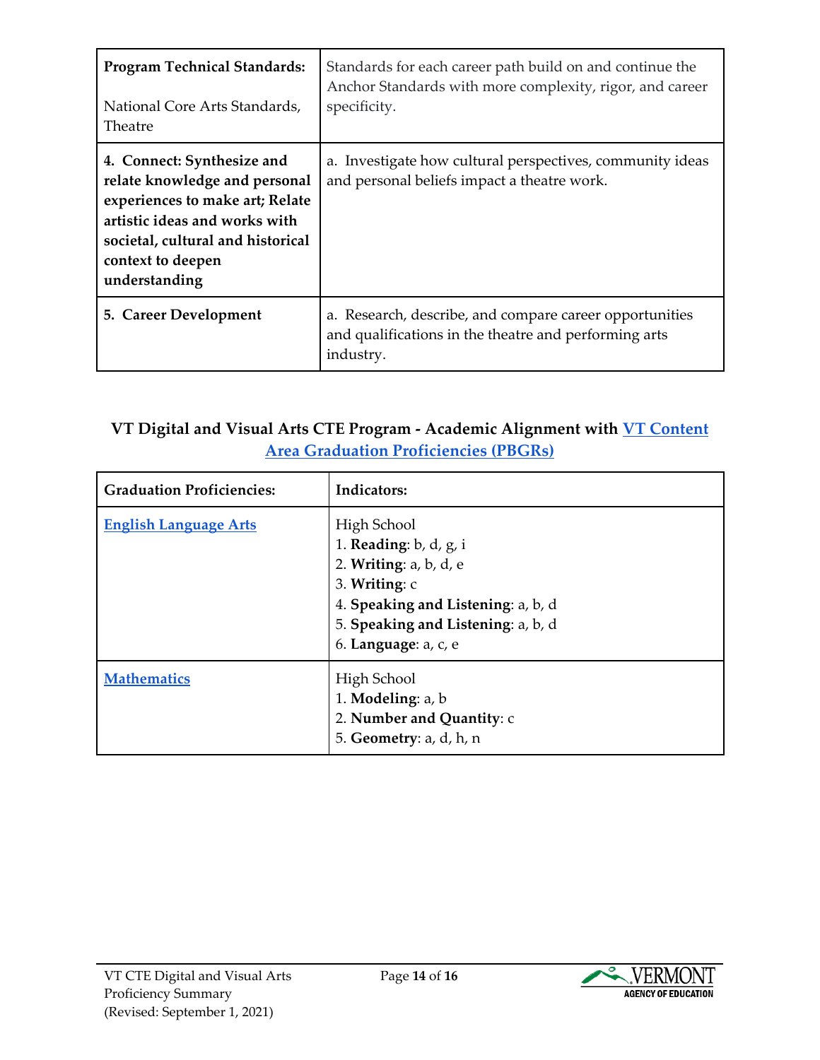| **Program Technical Standards:** National Core Arts Standards, Theatre | Standards for each career path build on and continue the Anchor Standards with more complexity, rigor, and career specificity. |
|---|---|
| **4. Connect: Synthesize and relate knowledge and personal experiences to make art; Relate artistic ideas and works with societal, cultural and historical context to deepen understanding** | a. Investigate how cultural perspectives, community ideas and personal beliefs impact a theatre work. |
| **5. Career Development** | a. Research, describe, and compare career opportunities and qualifications in the theatre and performing arts industry. |

### VT Digital and Visual Arts CTE Program - Academic Alignment with VT Content Area Graduation Proficiencies (PBGRs)

| **Graduation Proficiencies:** | **Indicators:** |
|---|---|
| English Language Arts | High School<br>1. **Reading**: b, d, g, i<br>2. **Writing**: a, b, d, e<br>3. **Writing**: c<br>4. **Speaking and Listening**: a, b, d<br>5. **Speaking and Listening**: a, b, d<br>6. **Language**: a, c, e |
| Mathematics | High School<br>1. **Modeling**: a, b<br>2. **Number and Quantity**: c<br>5. **Geometry**: a, d, h, n |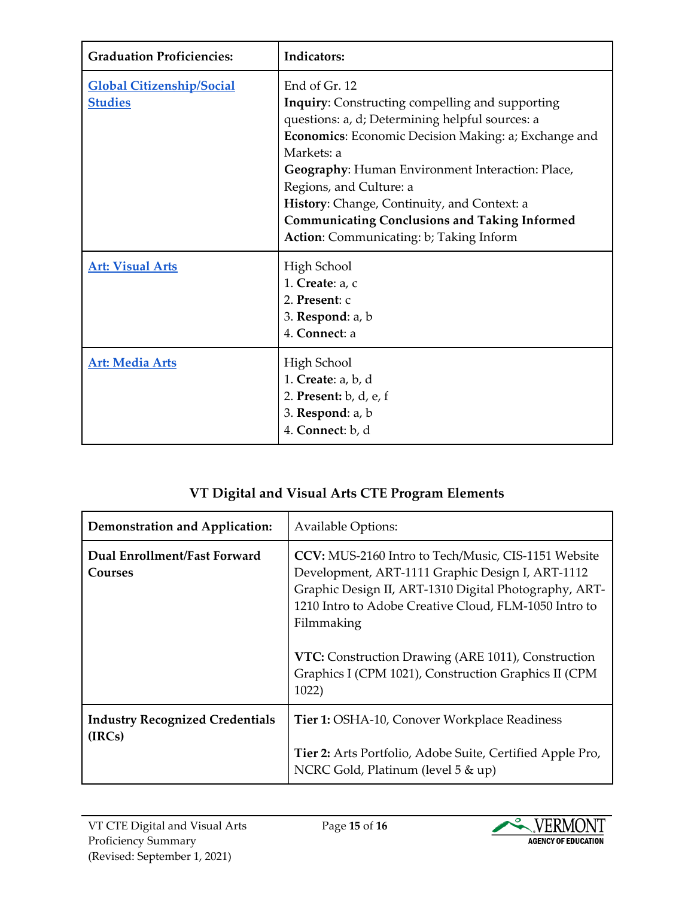| Graduation Proficiencies: | Indicators: |
| --- | --- |
| [Global Citizenship/Social Studies] | End of Gr. 12<br>**Inquiry**: Constructing compelling and supporting questions: a, d; Determining helpful sources: a<br>**Economics**: Economic Decision Making: a; Exchange and Markets: a<br>**Geography**: Human Environment Interaction: Place, Regions, and Culture: a<br>**History**: Change, Continuity, and Context: a<br>**Communicating Conclusions and Taking Informed Action**: Communicating: b; Taking Inform |
| [Art: Visual Arts] | High School<br>1. **Create**: a, c<br>2. **Present**: c<br>3. **Respond**: a, b<br>4. **Connect**: a |
| [Art: Media Arts] | High School<br>1. **Create**: a, b, d<br>2. **Present:** b, d, e, f<br>3. **Respond**: a, b<br>4. **Connect**: b, d |

## VT Digital and Visual Arts CTE Program Elements

| Demonstration and Application: | Available Options: |
| --- | --- |
| **Dual Enrollment/Fast Forward Courses** | **CCV:** MUS-2160 Intro to Tech/Music, CIS-1151 Website Development, ART-1111 Graphic Design I, ART-1112 Graphic Design II, ART-1310 Digital Photography, ART-1210 Intro to Adobe Creative Cloud, FLM-1050 Intro to Filmmaking<br><br>**VTC:** Construction Drawing (ARE 1011), Construction Graphics I (CPM 1021), Construction Graphics II (CPM 1022) |
| **Industry Recognized Credentials (IRCs)** | **Tier 1:** OSHA-10, Conover Workplace Readiness<br><br>**Tier 2:** Arts Portfolio, Adobe Suite, Certified Apple Pro, NCRC Gold, Platinum (level 5 & up) |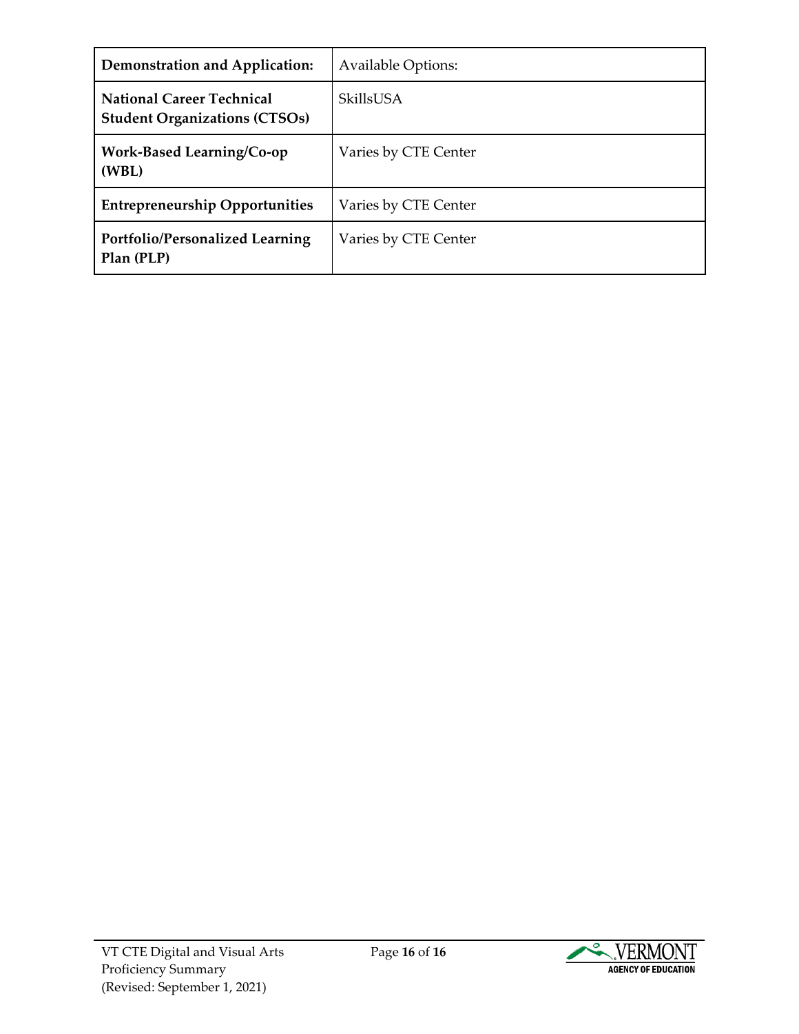| **Demonstration and Application:** | Available Options: |
| --- | --- |
| **National Career Technical Student Organizations (CTSOs)** | SkillsUSA |
| **Work-Based Learning/Co-op (WBL)** | Varies by CTE Center |
| **Entrepreneurship Opportunities** | Varies by CTE Center |
| **Portfolio/Personalized Learning Plan (PLP)** | Varies by CTE Center |